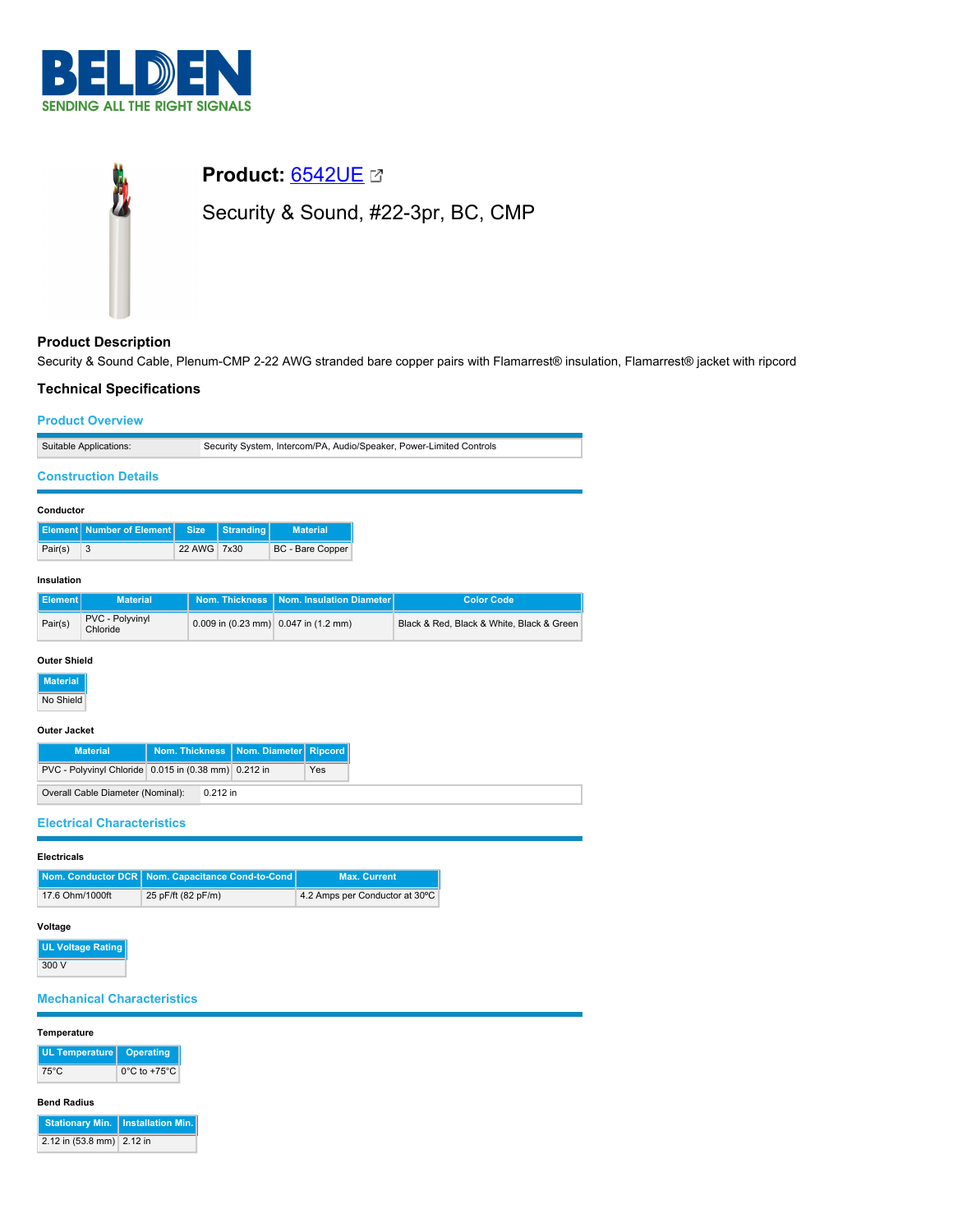# BELDEN
SENDING ALL THE RIGHT SIGNALS

## Product: 6542UE

Security & Sound, #22-3pr, BC, CMP

### Product Description

Security & Sound Cable, Plenum-CMP 2-22 AWG stranded bare copper pairs with Flamarrest® insulation, Flamarrest® jacket with ripcord

### Technical Specifications

#### Product Overview

| Suitable Applications: | Security System, Intercom/PA, Audio/Speaker, Power-Limited Controls |
|---|---|

#### Construction Details

**Conductor**

| Element | Number of Element | Size | Stranding | Material |
|---|---|---|---|---|
| Pair(s) | 3 | 22 AWG | 7x30 | BC - Bare Copper |

**Insulation**

| Element | Material | Nom. Thickness | Nom. Insulation Diameter | Color Code |
|---|---|---|---|---|
| Pair(s) | PVC - Polyvinyl Chloride | 0.009 in (0.23 mm) | 0.047 in (1.2 mm) | Black & Red, Black & White, Black & Green |

**Outer Shield**

| Material |
|---|
| No Shield |

**Outer Jacket**

| Material | Nom. Thickness | Nom. Diameter | Ripcord |
|---|---|---|---|
| PVC - Polyvinyl Chloride | 0.015 in (0.38 mm) | 0.212 in | Yes |

| Overall Cable Diameter (Nominal): | 0.212 in |
|---|---|

#### Electrical Characteristics

**Electricals**

| Nom. Conductor DCR | Nom. Capacitance Cond-to-Cond | Max. Current |
|---|---|---|
| 17.6 Ohm/1000ft | 25 pF/ft (82 pF/m) | 4.2 Amps per Conductor at 30ºC |

**Voltage**

| UL Voltage Rating |
|---|
| 300 V |

#### Mechanical Characteristics

**Temperature**

| UL Temperature | Operating |
|---|---|
| 75°C | 0°C to +75°C |

**Bend Radius**

| Stationary Min. | Installation Min. |
|---|---|
| 2.12 in (53.8 mm) | 2.12 in |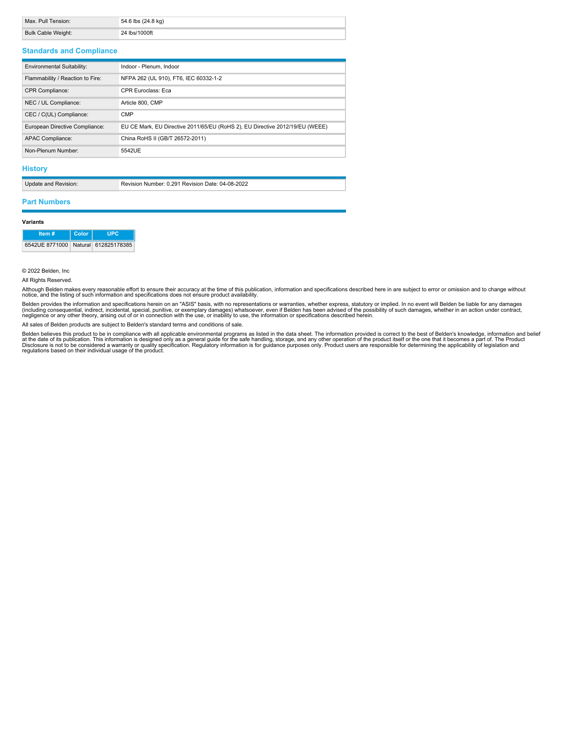| | |
|---|---|
| Max. Pull Tension: | 54.6 lbs (24.8 kg) |
| Bulk Cable Weight: | 24 lbs/1000ft |

## Standards and Compliance

| | |
|---|---|
| Environmental Suitability: | Indoor - Plenum, Indoor |
| Flammability / Reaction to Fire: | NFPA 262 (UL 910), FT6, IEC 60332-1-2 |
| CPR Compliance: | CPR Euroclass: Eca |
| NEC / UL Compliance: | Article 800, CMP |
| CEC / C(UL) Compliance: | CMP |
| European Directive Compliance: | EU CE Mark, EU Directive 2011/65/EU (RoHS 2), EU Directive 2012/19/EU (WEEE) |
| APAC Compliance: | China RoHS II (GB/T 26572-2011) |
| Non-Plenum Number: | 5542UE |

## History

| | |
|---|---|
| Update and Revision: | Revision Number: 0.291 Revision Date: 04-08-2022 |

## Part Numbers

**Variants**

| Item # | Color | UPC |
|---|---|---|
| 6542UE 8771000 | Natural | 612825178385 |

© 2022 Belden, Inc

All Rights Reserved.

Although Belden makes every reasonable effort to ensure their accuracy at the time of this publication, information and specifications described here in are subject to error or omission and to change without notice, and the listing of such information and specifications does not ensure product availability.

Belden provides the information and specifications herein on an "ASIS" basis, with no representations or warranties, whether express, statutory or implied. In no event will Belden be liable for any damages (including consequential, indirect, incidental, special, punitive, or exemplary damages) whatsoever, even if Belden has been advised of the possibility of such damages, whether in an action under contract, negligence or any other theory, arising out of or in connection with the use, or inability to use, the information or specifications described herein.

All sales of Belden products are subject to Belden's standard terms and conditions of sale.

Belden believes this product to be in compliance with all applicable environmental programs as listed in the data sheet. The information provided is correct to the best of Belden's knowledge, information and belief at the date of its publication. This information is designed only as a general guide for the safe handling, storage, and any other operation of the product itself or the one that it becomes a part of. The Product Disclosure is not to be considered a warranty or quality specification. Regulatory information is for guidance purposes only. Product users are responsible for determining the applicability of legislation and regulations based on their individual usage of the product.